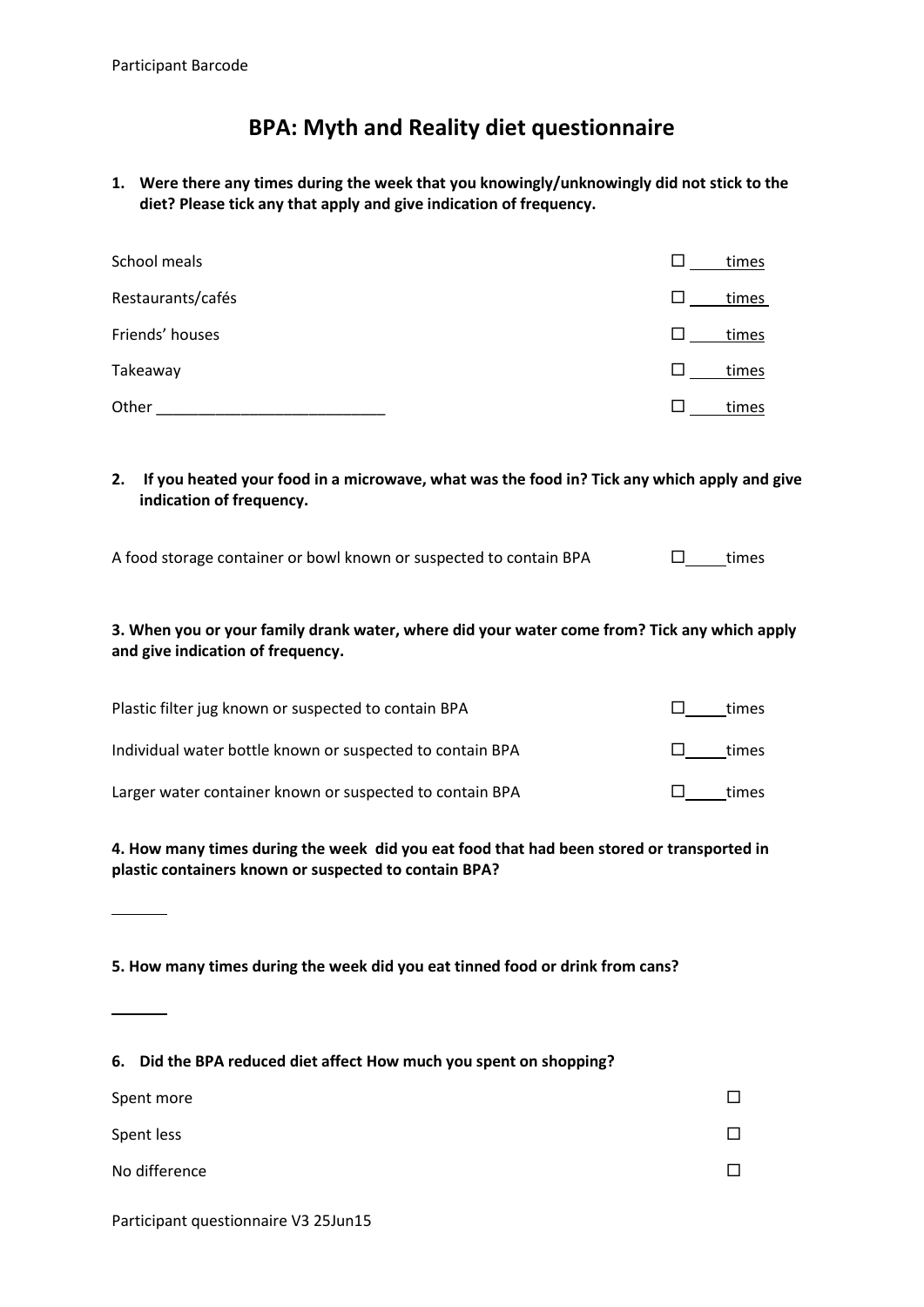Participant Barcode

# BPA: Myth and Reality diet questionnaire

**1. Were there any times during the week that you knowingly/unknowingly did not stick to the diet? Please tick any that apply and give indication of frequency.**

| | |
|---|---|
| School meals | ☐ ____ times |
| Restaurants/cafés | ☐ ____ times |
| Friends' houses | ☐ ____ times |
| Takeaway | ☐ ____ times |
| Other ___________________________ | ☐ ____ times |

**2. If you heated your food in a microwave, what was the food in? Tick any which apply and give indication of frequency.**

| | |
|---|---|
| A food storage container or bowl known or suspected to contain BPA | ☐ ____ times |

**3. When you or your family drank water, where did your water come from? Tick any which apply and give indication of frequency.**

| | |
|---|---|
| Plastic filter jug known or suspected to contain BPA | ☐ ____ times |
| Individual water bottle known or suspected to contain BPA | ☐ ____ times |
| Larger water container known or suspected to contain BPA | ☐ ____ times |

**4. How many times during the week did you eat food that had been stored or transported in plastic containers known or suspected to contain BPA?**

______

**5. How many times during the week did you eat tinned food or drink from cans?**

______

**6. Did the BPA reduced diet affect How much you spent on shopping?**

| | |
|---|---|
| Spent more | ☐ |
| Spent less | ☐ |
| No difference | ☐ |

Participant questionnaire V3 25Jun15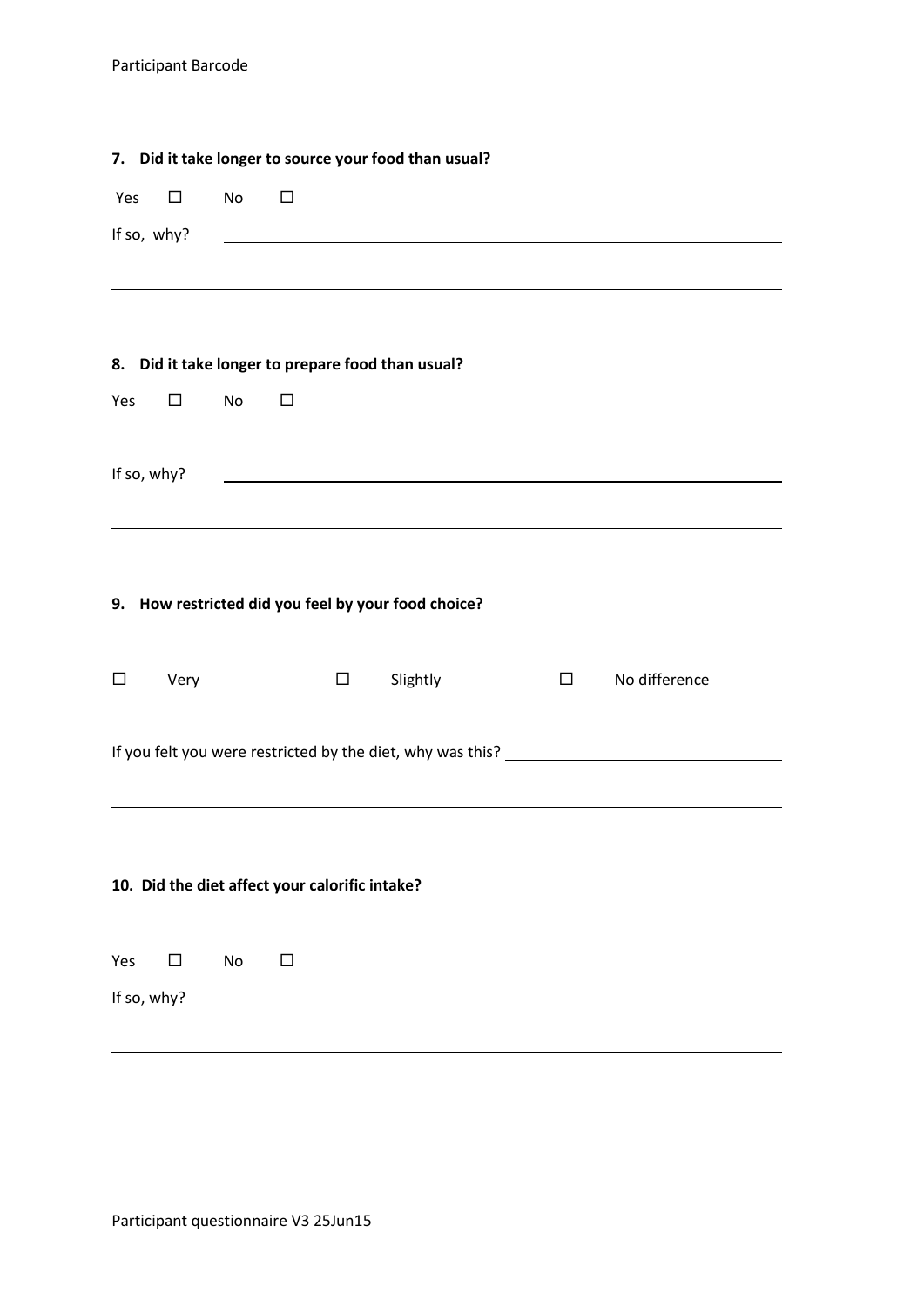**7. Did it take longer to source your food than usual?**

Yes ☐ No ☐

If so, why? ____________________________________________

____________________________________________

**8. Did it take longer to prepare food than usual?**

Yes ☐ No ☐

If so, why? ____________________________________________

____________________________________________

**9. How restricted did you feel by your food choice?**

☐ Very ☐ Slightly ☐ No difference

If you felt you were restricted by the diet, why was this? ____________________________________________

____________________________________________

**10. Did the diet affect your calorific intake?**

Yes ☐ No ☐

If so, why? ____________________________________________

____________________________________________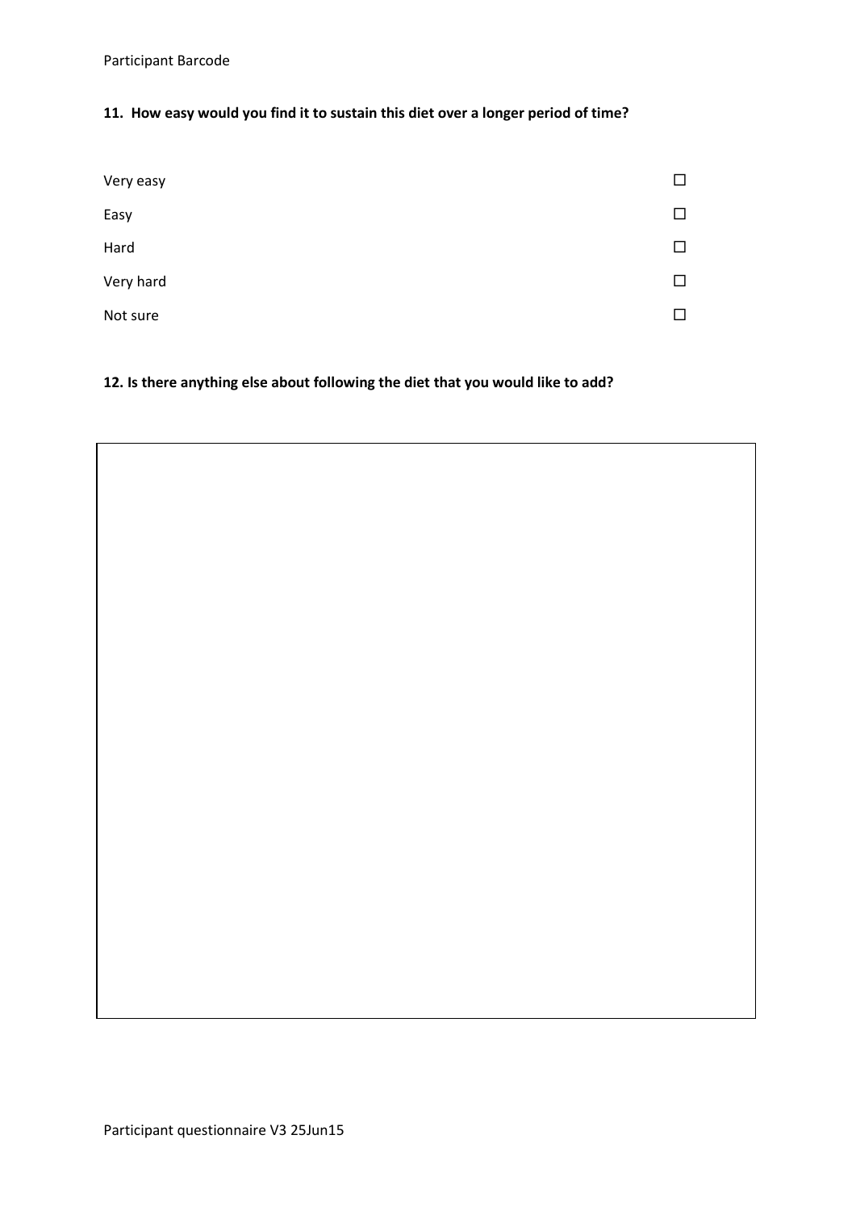Participant Barcode

**11. How easy would you find it to sustain this diet over a longer period of time?**

| | |
|---|---|
| Very easy | ☐ |
| Easy | ☐ |
| Hard | ☐ |
| Very hard | ☐ |
| Not sure | ☐ |

**12. Is there anything else about following the diet that you would like to add?**

Participant questionnaire V3 25Jun15